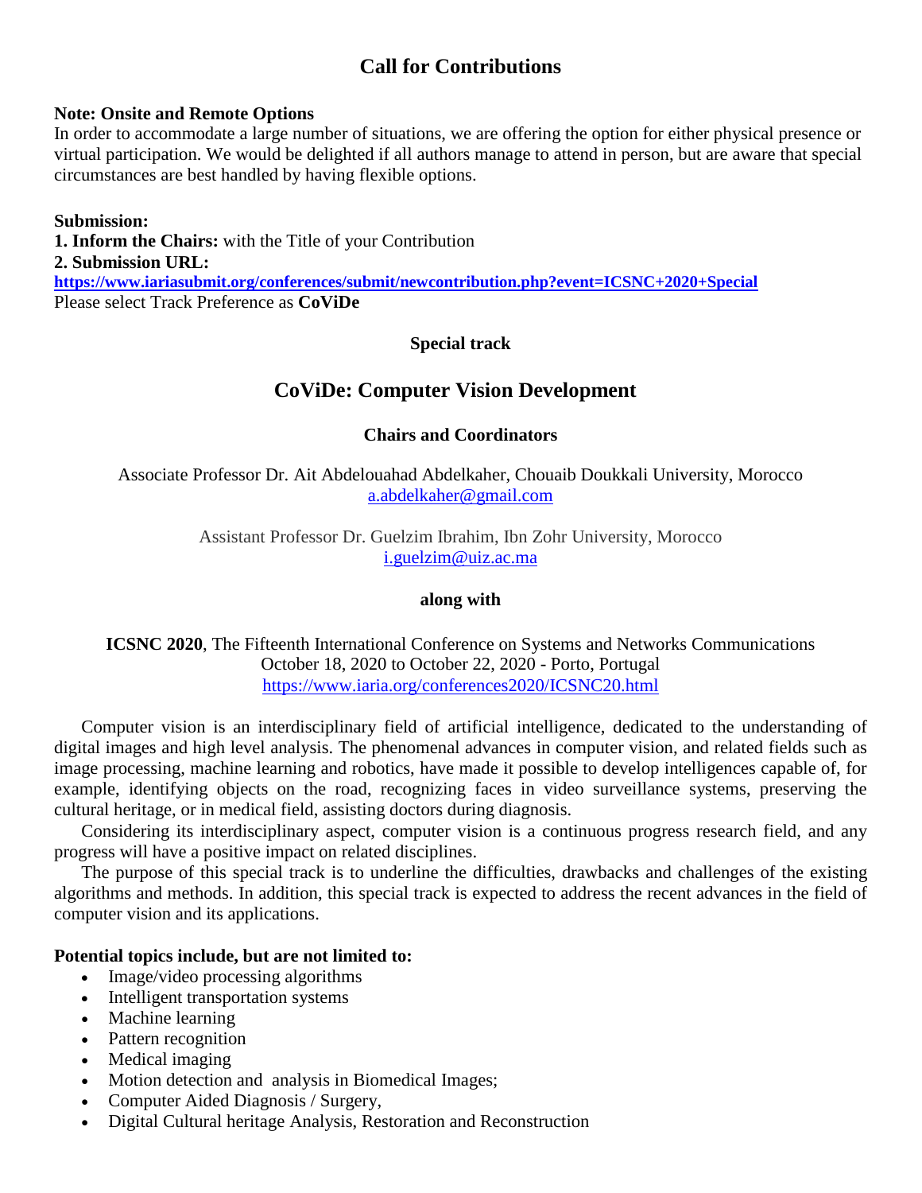# Call for Contributions

**Note: Onsite and Remote Options**
In order to accommodate a large number of situations, we are offering the option for either physical presence or virtual participation. We would be delighted if all authors manage to attend in person, but are aware that special circumstances are best handled by having flexible options.

**Submission:**
**1. Inform the Chairs:** with the Title of your Contribution
**2. Submission URL:**
**https://www.iariasubmit.org/conferences/submit/newcontribution.php?event=ICSNC+2020+Special**
Please select Track Preference as **CoViDe**

**Special track**

## CoViDe: Computer Vision Development

**Chairs and Coordinators**

Associate Professor Dr. Ait Abdelouahad Abdelkaher, Chouaib Doukkali University, Morocco
a.abdelkaher@gmail.com

Assistant Professor Dr. Guelzim Ibrahim, Ibn Zohr University, Morocco
i.guelzim@uiz.ac.ma

**along with**

**ICSNC 2020**, The Fifteenth International Conference on Systems and Networks Communications
October 18, 2020 to October 22, 2020 - Porto, Portugal
https://www.iaria.org/conferences2020/ICSNC20.html

Computer vision is an interdisciplinary field of artificial intelligence, dedicated to the understanding of digital images and high level analysis. The phenomenal advances in computer vision, and related fields such as image processing, machine learning and robotics, have made it possible to develop intelligences capable of, for example, identifying objects on the road, recognizing faces in video surveillance systems, preserving the cultural heritage, or in medical field, assisting doctors during diagnosis.

Considering its interdisciplinary aspect, computer vision is a continuous progress research field, and any progress will have a positive impact on related disciplines.

The purpose of this special track is to underline the difficulties, drawbacks and challenges of the existing algorithms and methods. In addition, this special track is expected to address the recent advances in the field of computer vision and its applications.

**Potential topics include, but are not limited to:**

- Image/video processing algorithms
- Intelligent transportation systems
- Machine learning
- Pattern recognition
- Medical imaging
- Motion detection and analysis in Biomedical Images;
- Computer Aided Diagnosis / Surgery,
- Digital Cultural heritage Analysis, Restoration and Reconstruction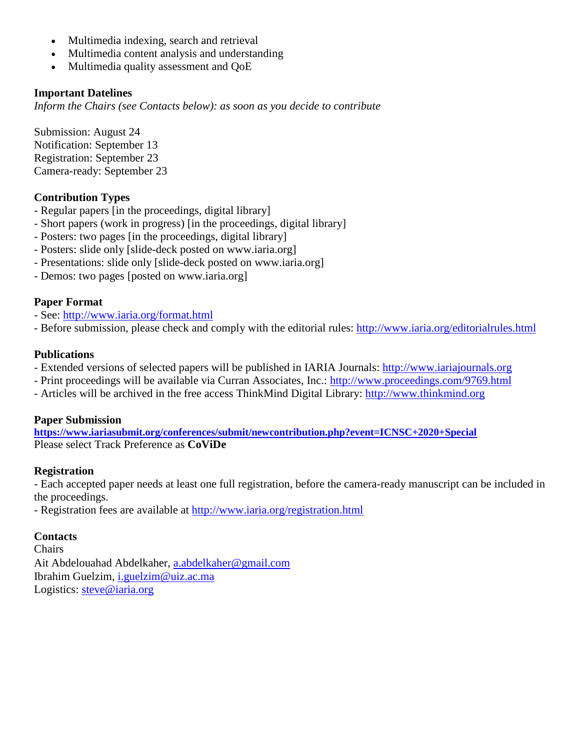- Multimedia indexing, search and retrieval
- Multimedia content analysis and understanding
- Multimedia quality assessment and QoE

**Important Datelines**

*Inform the Chairs (see Contacts below): as soon as you decide to contribute*

Submission: August 24
Notification: September 13
Registration: September 23
Camera-ready: September 23

**Contribution Types**

- Regular papers [in the proceedings, digital library]
- Short papers (work in progress) [in the proceedings, digital library]
- Posters: two pages [in the proceedings, digital library]
- Posters: slide only [slide-deck posted on www.iaria.org]
- Presentations: slide only [slide-deck posted on www.iaria.org]
- Demos: two pages [posted on www.iaria.org]

**Paper Format**

- See: http://www.iaria.org/format.html
- Before submission, please check and comply with the editorial rules: http://www.iaria.org/editorialrules.html

**Publications**

- Extended versions of selected papers will be published in IARIA Journals: http://www.iariajournals.org
- Print proceedings will be available via Curran Associates, Inc.: http://www.proceedings.com/9769.html
- Articles will be archived in the free access ThinkMind Digital Library: http://www.thinkmind.org

**Paper Submission**

**https://www.iariasubmit.org/conferences/submit/newcontribution.php?event=ICNSC+2020+Special**
Please select Track Preference as **CoViDe**

**Registration**

- Each accepted paper needs at least one full registration, before the camera-ready manuscript can be included in the proceedings.
- Registration fees are available at http://www.iaria.org/registration.html

**Contacts**

Chairs
Ait Abdelouahad Abdelkaher, a.abdelkaher@gmail.com
Ibrahim Guelzim, i.guelzim@uiz.ac.ma
Logistics: steve@iaria.org